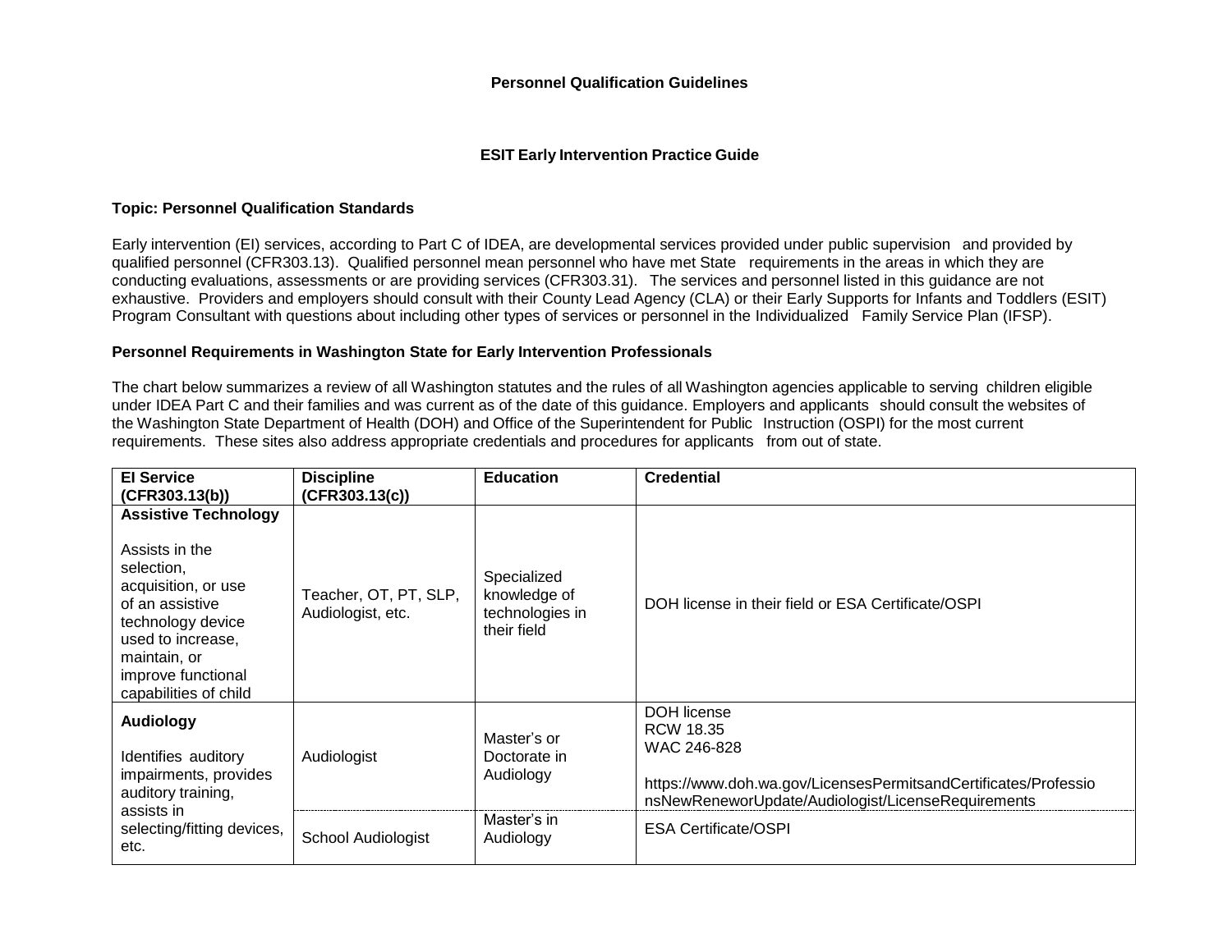**Personnel Qualification Guidelines**

**ESIT Early Intervention Practice Guide**

**Topic: Personnel Qualification Standards**

Early intervention (EI) services, according to Part C of IDEA, are developmental services provided under public supervision and provided by qualified personnel (CFR303.13). Qualified personnel mean personnel who have met State requirements in the areas in which they are conducting evaluations, assessments or are providing services (CFR303.31). The services and personnel listed in this guidance are not exhaustive. Providers and employers should consult with their County Lead Agency (CLA) or their Early Supports for Infants and Toddlers (ESIT) Program Consultant with questions about including other types of services or personnel in the Individualized Family Service Plan (IFSP).

**Personnel Requirements in Washington State for Early Intervention Professionals**

The chart below summarizes a review of all Washington statutes and the rules of all Washington agencies applicable to serving children eligible under IDEA Part C and their families and was current as of the date of this guidance. Employers and applicants should consult the websites of the Washington State Department of Health (DOH) and Office of the Superintendent for Public Instruction (OSPI) for the most current requirements. These sites also address appropriate credentials and procedures for applicants from out of state.

| EI Service (CFR303.13(b)) | Discipline (CFR303.13(c)) | Education | Credential |
|---|---|---|---|
| **Assistive Technology**<br><br>Assists in the selection, acquisition, or use of an assistive technology device used to increase, maintain, or improve functional capabilities of child | Teacher, OT, PT, SLP, Audiologist, etc. | Specialized knowledge of technologies in their field | DOH license in their field or ESA Certificate/OSPI |
| **Audiology**<br><br>Identifies auditory impairments, provides auditory training, assists in selecting/fitting devices, etc. | Audiologist | Master's or Doctorate in Audiology | DOH license<br>RCW 18.35<br>WAC 246-828<br><br>https://www.doh.wa.gov/LicensesPermitsandCertificates/ProfessionsNewReneworUpdate/Audiologist/LicenseRequirements |
| | School Audiologist | Master's in Audiology | ESA Certificate/OSPI |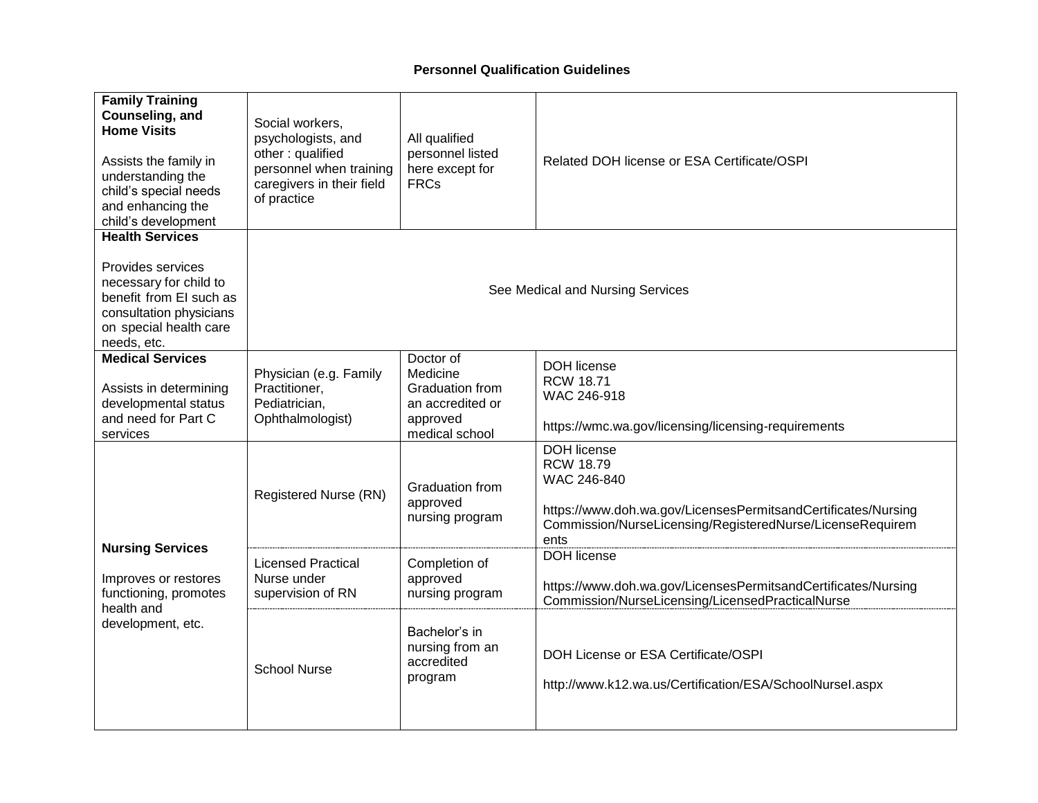## Personnel Qualification Guidelines

| | | | |
|---|---|---|---|
| **Family Training Counseling, and Home Visits**<br><br>Assists the family in understanding the child's special needs and enhancing the child's development | Social workers, psychologists, and other : qualified personnel when training caregivers in their field of practice | All qualified personnel listed here except for FRCs | Related DOH license or ESA Certificate/OSPI |
| **Health Services**<br><br>Provides services necessary for child to benefit from EI such as consultation physicians on special health care needs, etc. | See Medical and Nursing Services | | |
| **Medical Services**<br><br>Assists in determining developmental status and need for Part C services | Physician (e.g. Family Practitioner, Pediatrician, Ophthalmologist) | Doctor of Medicine Graduation from an accredited or approved medical school | DOH license<br>RCW 18.71<br>WAC 246-918<br><br>https://wmc.wa.gov/licensing/licensing-requirements |
| **Nursing Services**<br><br>Improves or restores functioning, promotes health and development, etc. | Registered Nurse (RN) | Graduation from approved nursing program | DOH license<br>RCW 18.79<br>WAC 246-840<br><br>https://www.doh.wa.gov/LicensesPermitsandCertificates/NursingCommission/NurseLicensing/RegisteredNurse/LicenseRequirements |
| | Licensed Practical Nurse under supervision of RN | Completion of approved nursing program | DOH license<br><br>https://www.doh.wa.gov/LicensesPermitsandCertificates/NursingCommission/NurseLicensing/LicensedPracticalNurse |
| | School Nurse | Bachelor's in nursing from an accredited program | DOH License or ESA Certificate/OSPI<br><br>http://www.k12.wa.us/Certification/ESA/SchoolNurseI.aspx |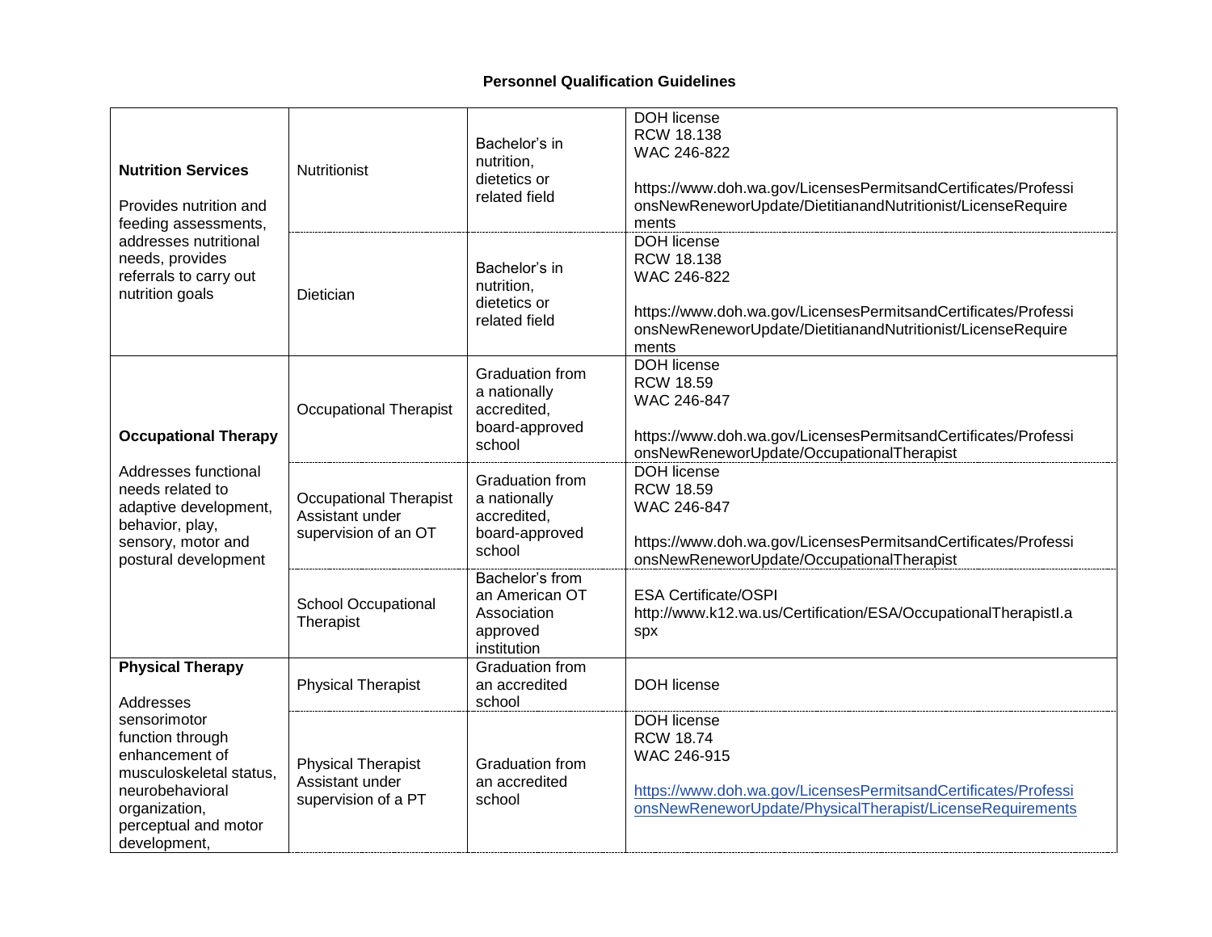**Personnel Qualification Guidelines**

| | | | |
|---|---|---|---|
| **Nutrition Services**<br><br>Provides nutrition and feeding assessments, addresses nutritional needs, provides referrals to carry out nutrition goals | Nutritionist | Bachelor's in nutrition, dietetics or related field | DOH license<br>RCW 18.138<br>WAC 246-822<br><br>https://www.doh.wa.gov/LicensesPermitsandCertificates/ProfessionsNewReneworUpdate/DietitianandNutritionist/LicenseRequirements |
| | Dietician | Bachelor's in nutrition, dietetics or related field | DOH license<br>RCW 18.138<br>WAC 246-822<br><br>https://www.doh.wa.gov/LicensesPermitsandCertificates/ProfessionsNewReneworUpdate/DietitianandNutritionist/LicenseRequirements |
| **Occupational Therapy**<br><br>Addresses functional needs related to adaptive development, behavior, play, sensory, motor and postural development | Occupational Therapist | Graduation from a nationally accredited, board-approved school | DOH license<br>RCW 18.59<br>WAC 246-847<br><br>https://www.doh.wa.gov/LicensesPermitsandCertificates/ProfessionsNewReneworUpdate/OccupationalTherapist |
| | Occupational Therapist Assistant under supervision of an OT | Graduation from a nationally accredited, board-approved school | DOH license<br>RCW 18.59<br>WAC 246-847<br><br>https://www.doh.wa.gov/LicensesPermitsandCertificates/ProfessionsNewReneworUpdate/OccupationalTherapist |
| | School Occupational Therapist | Bachelor's from an American OT Association approved institution | ESA Certificate/OSPI<br>http://www.k12.wa.us/Certification/ESA/OccupationalTherapistI.aspx |
| **Physical Therapy**<br><br>Addresses sensorimotor function through enhancement of musculoskeletal status, neurobehavioral organization, perceptual and motor development, | Physical Therapist | Graduation from an accredited school | DOH license |
| | Physical Therapist Assistant under supervision of a PT | Graduation from an accredited school | DOH license<br>RCW 18.74<br>WAC 246-915<br><br>https://www.doh.wa.gov/LicensesPermitsandCertificates/ProfessionsNewReneworUpdate/PhysicalTherapist/LicenseRequirements |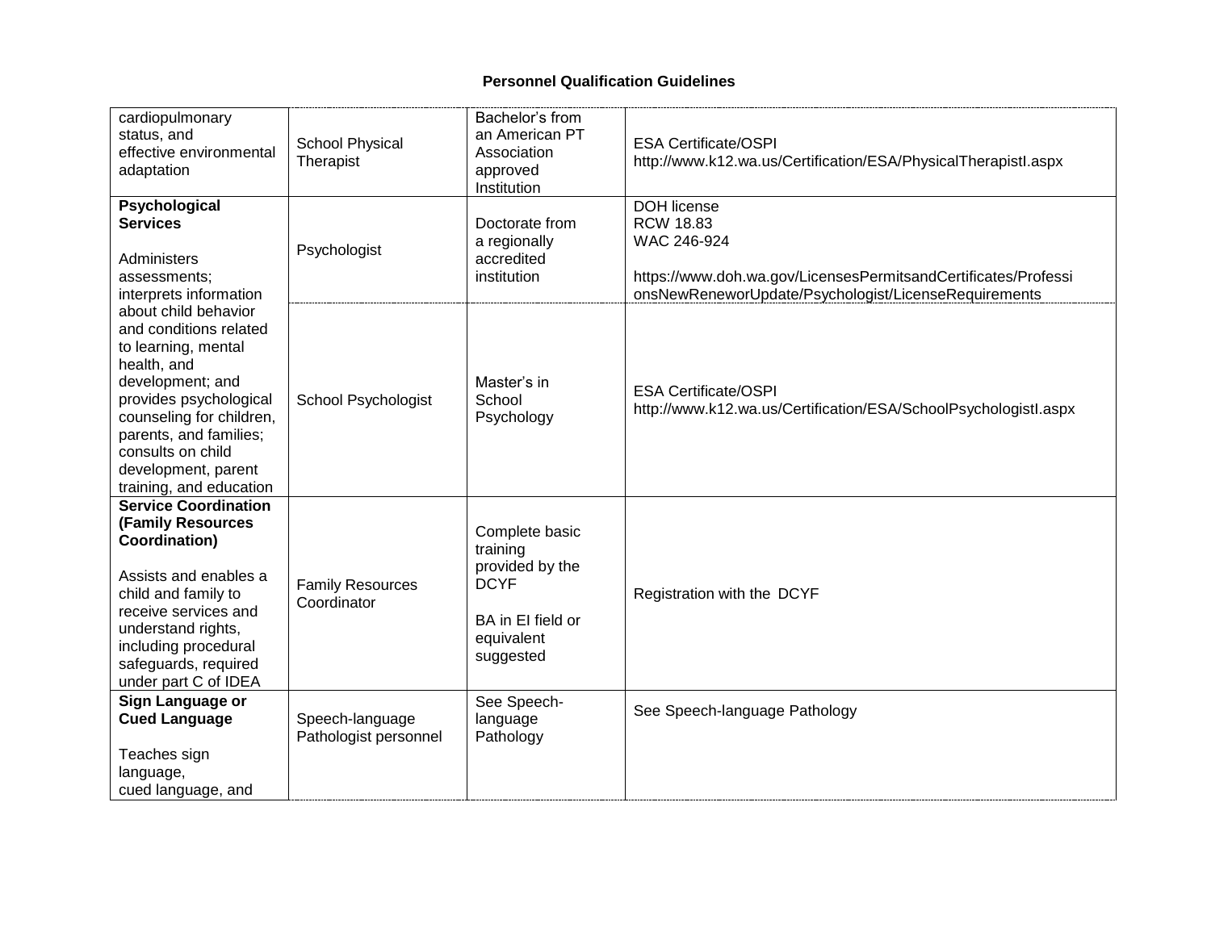**Personnel Qualification Guidelines**

| | | | |
|---|---|---|---|
| cardiopulmonary status, and effective environmental adaptation | School Physical Therapist | Bachelor's from an American PT Association approved Institution | ESA Certificate/OSPI http://www.k12.wa.us/Certification/ESA/PhysicalTherapistI.aspx |
| **Psychological Services**<br><br>Administers assessments; interprets information about child behavior and conditions related to learning, mental health, and development; and provides psychological counseling for children, parents, and families; consults on child development, parent training, and education | Psychologist | Doctorate from a regionally accredited institution | DOH license<br>RCW 18.83<br>WAC 246-924<br><br>https://www.doh.wa.gov/LicensesPermitsandCertificates/ProfessionsNewReneworUpdate/Psychologist/LicenseRequirements |
| | School Psychologist | Master's in School Psychology | ESA Certificate/OSPI http://www.k12.wa.us/Certification/ESA/SchoolPsychologistI.aspx |
| **Service Coordination (Family Resources Coordination)**<br><br>Assists and enables a child and family to receive services and understand rights, including procedural safeguards, required under part C of IDEA | Family Resources Coordinator | Complete basic training provided by the DCYF<br><br>BA in EI field or equivalent suggested | Registration with the DCYF |
| **Sign Language or Cued Language**<br><br>Teaches sign language, cued language, and | Speech-language Pathologist personnel | See Speech-language Pathology | See Speech-language Pathology |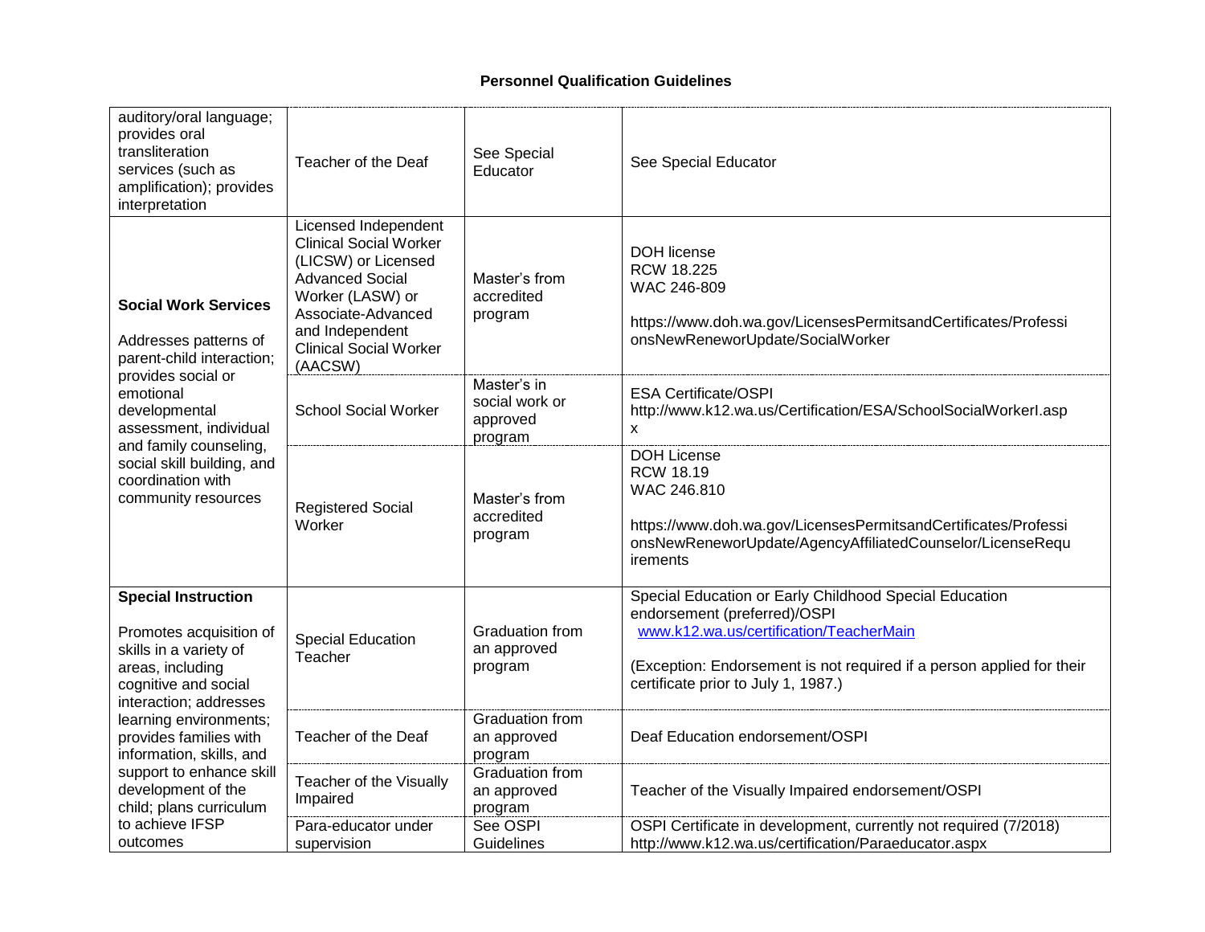### Personnel Qualification Guidelines

| | | | |
|---|---|---|---|
| auditory/oral language; provides oral transliteration services (such as amplification); provides interpretation | Teacher of the Deaf | See Special Educator | See Special Educator |
| **Social Work Services**<br><br>Addresses patterns of parent-child interaction; provides social or emotional developmental assessment, individual and family counseling, social skill building, and coordination with community resources | Licensed Independent Clinical Social Worker (LICSW) or Licensed Advanced Social Worker (LASW) or Associate-Advanced and Independent Clinical Social Worker (AACSW) | Master's from accredited program | DOH license<br>RCW 18.225<br>WAC 246-809<br><br>https://www.doh.wa.gov/LicensesPermitsandCertificates/ProfessionsNewReneworUpdate/SocialWorker |
| | School Social Worker | Master's in social work or approved program | ESA Certificate/OSPI<br>http://www.k12.wa.us/Certification/ESA/SchoolSocialWorkerI.aspx |
| | Registered Social Worker | Master's from accredited program | DOH License<br>RCW 18.19<br>WAC 246.810<br><br>https://www.doh.wa.gov/LicensesPermitsandCertificates/ProfessionsNewReneworUpdate/AgencyAffiliatedCounselor/LicenseRequirements |
| **Special Instruction**<br><br>Promotes acquisition of skills in a variety of areas, including cognitive and social interaction; addresses learning environments; provides families with information, skills, and support to enhance skill development of the child; plans curriculum to achieve IFSP outcomes | Special Education Teacher | Graduation from an approved program | Special Education or Early Childhood Special Education endorsement (preferred)/OSPI<br>www.k12.wa.us/certification/TeacherMain<br><br>(Exception: Endorsement is not required if a person applied for their certificate prior to July 1, 1987.) |
| | Teacher of the Deaf | Graduation from an approved program | Deaf Education endorsement/OSPI |
| | Teacher of the Visually Impaired | Graduation from an approved program | Teacher of the Visually Impaired endorsement/OSPI |
| | Para-educator under supervision | See OSPI Guidelines | OSPI Certificate in development, currently not required (7/2018)<br>http://www.k12.wa.us/certification/Paraeducator.aspx |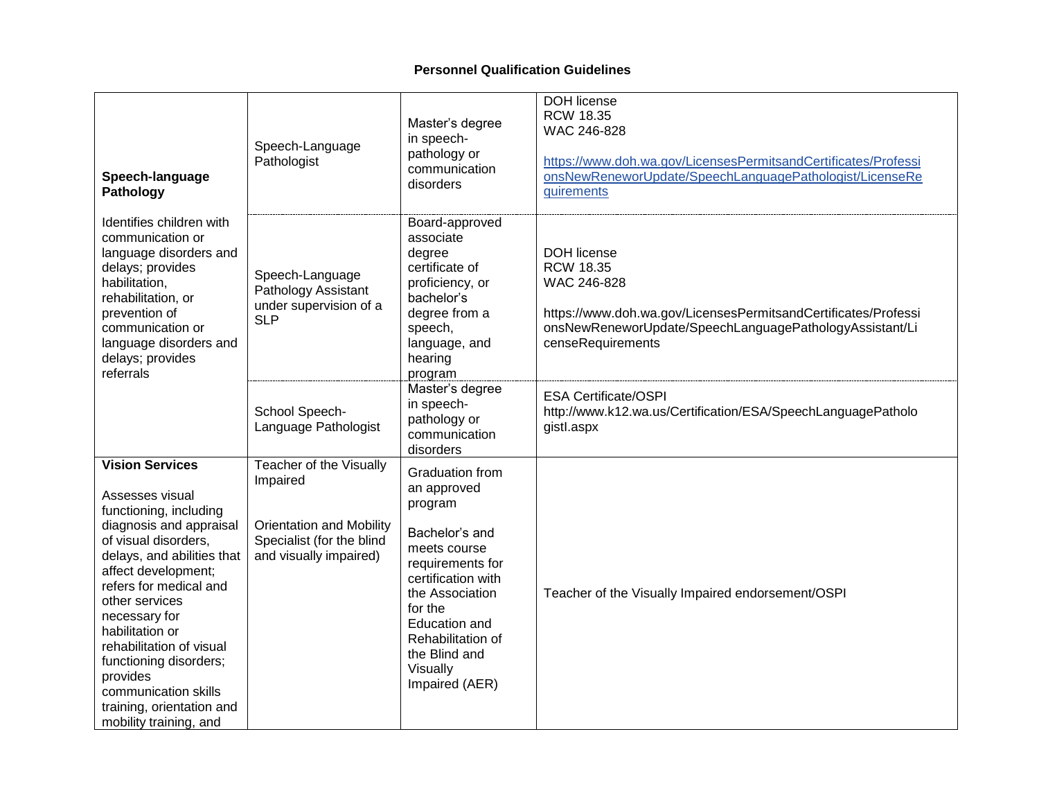**Personnel Qualification Guidelines**

| | | | |
|---|---|---|---|
| **Speech-language Pathology**<br><br>Identifies children with communication or language disorders and delays; provides habilitation, rehabilitation, or prevention of communication or language disorders and delays; provides referrals | Speech-Language Pathologist | Master's degree in speech-pathology or communication disorders | DOH license<br>RCW 18.35<br>WAC 246-828<br><br>https://www.doh.wa.gov/LicensesPermitsandCertificates/ProfessionsNewReneworUpdate/SpeechLanguagePathologist/LicenseRequirements |
| | Speech-Language Pathology Assistant under supervision of a SLP | Board-approved associate degree certificate of proficiency, or bachelor's degree from a speech, language, and hearing program | DOH license<br>RCW 18.35<br>WAC 246-828<br><br>https://www.doh.wa.gov/LicensesPermitsandCertificates/ProfessionsNewReneworUpdate/SpeechLanguagePathologyAssistant/LicenseRequirements |
| | School Speech-Language Pathologist | Master's degree in speech-pathology or communication disorders | ESA Certificate/OSPI<br>http://www.k12.wa.us/Certification/ESA/SpeechLanguagePathologistI.aspx |
| **Vision Services**<br><br>Assesses visual functioning, including diagnosis and appraisal of visual disorders, delays, and abilities that affect development; refers for medical and other services necessary for habilitation or rehabilitation of visual functioning disorders; provides communication skills training, orientation and mobility training, and | Teacher of the Visually Impaired<br><br>Orientation and Mobility Specialist (for the blind and visually impaired) | Graduation from an approved program<br><br>Bachelor's and meets course requirements for certification with the Association for the Education and Rehabilitation of the Blind and Visually Impaired (AER) | Teacher of the Visually Impaired endorsement/OSPI |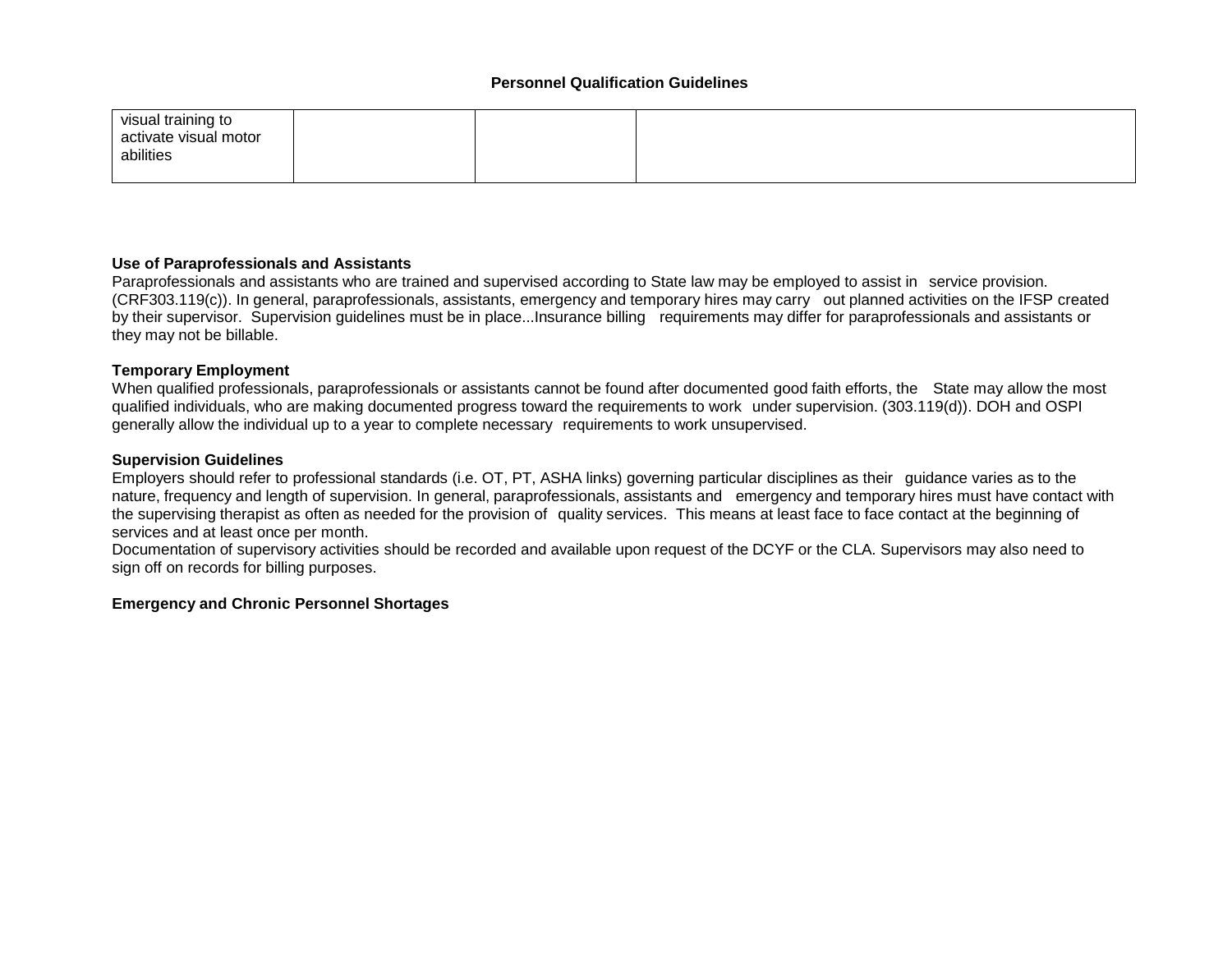## Personnel Qualification Guidelines

| visual training to activate visual motor abilities | | | |
|---|---|---|---|

**Use of Paraprofessionals and Assistants**
Paraprofessionals and assistants who are trained and supervised according to State law may be employed to assist in service provision. (CRF303.119(c)). In general, paraprofessionals, assistants, emergency and temporary hires may carry out planned activities on the IFSP created by their supervisor. Supervision guidelines must be in place...Insurance billing requirements may differ for paraprofessionals and assistants or they may not be billable.

**Temporary Employment**
When qualified professionals, paraprofessionals or assistants cannot be found after documented good faith efforts, the State may allow the most qualified individuals, who are making documented progress toward the requirements to work under supervision. (303.119(d)). DOH and OSPI generally allow the individual up to a year to complete necessary requirements to work unsupervised.

**Supervision Guidelines**
Employers should refer to professional standards (i.e. OT, PT, ASHA links) governing particular disciplines as their guidance varies as to the nature, frequency and length of supervision. In general, paraprofessionals, assistants and emergency and temporary hires must have contact with the supervising therapist as often as needed for the provision of quality services. This means at least face to face contact at the beginning of services and at least once per month.
Documentation of supervisory activities should be recorded and available upon request of the DCYF or the CLA. Supervisors may also need to sign off on records for billing purposes.

**Emergency and Chronic Personnel Shortages**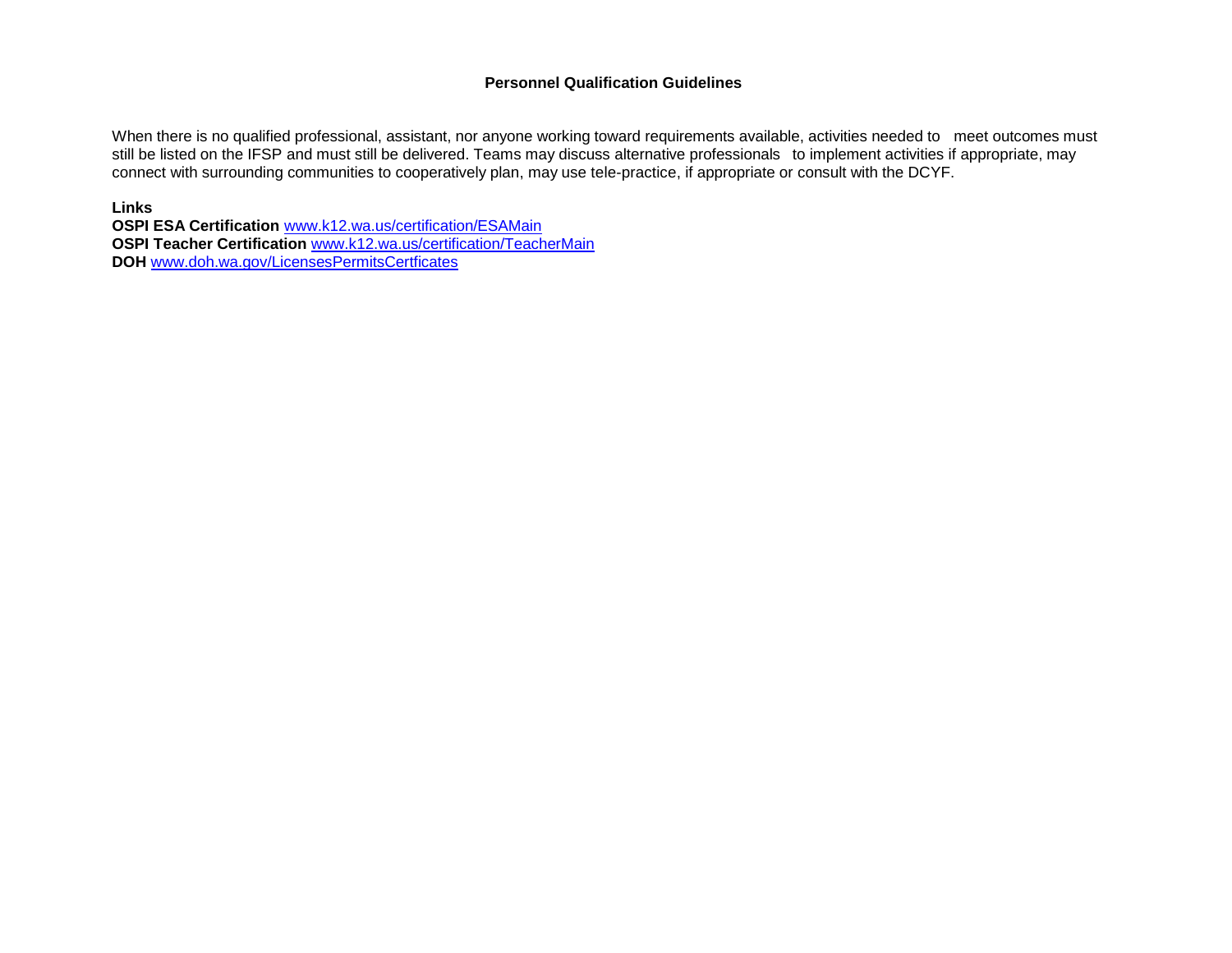**Personnel Qualification Guidelines**

When there is no qualified professional, assistant, nor anyone working toward requirements available, activities needed to meet outcomes must still be listed on the IFSP and must still be delivered. Teams may discuss alternative professionals to implement activities if appropriate, may connect with surrounding communities to cooperatively plan, may use tele-practice, if appropriate or consult with the DCYF.

**Links**
**OSPI ESA Certification** www.k12.wa.us/certification/ESAMain
**OSPI Teacher Certification** www.k12.wa.us/certification/TeacherMain
**DOH** www.doh.wa.gov/LicensesPermitsCertficates